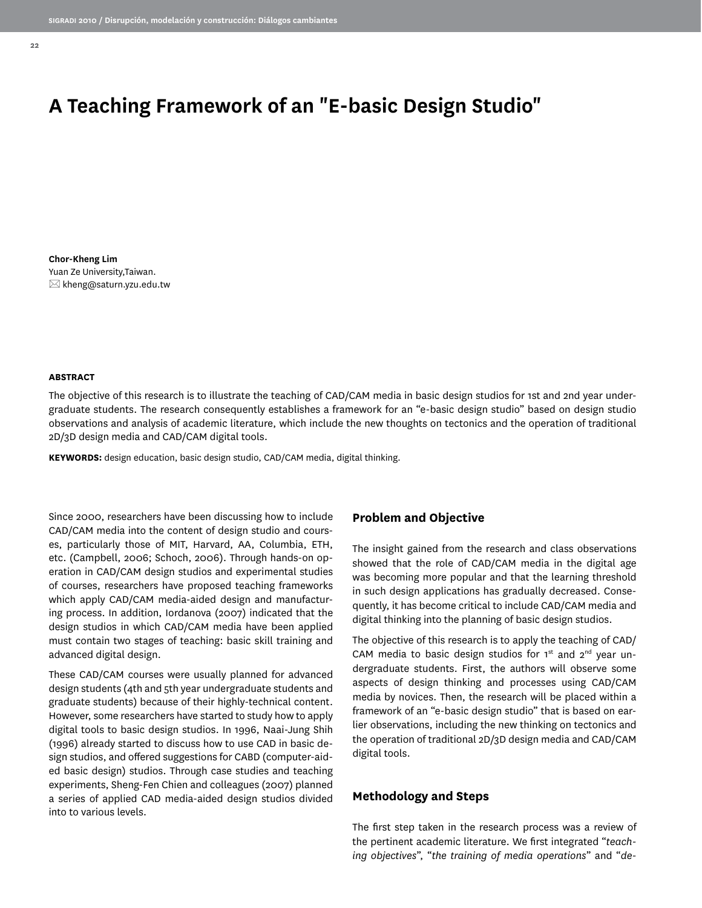# A Teaching Framework of an "E-basic Design Studio"

**Chor-Kheng Lim**
Yuan Ze University,Taiwan.
✉ kheng@saturn.yzu.edu.tw

**ABSTRACT**

The objective of this research is to illustrate the teaching of CAD/CAM media in basic design studios for 1st and 2nd year undergraduate students. The research consequently establishes a framework for an "e-basic design studio" based on design studio observations and analysis of academic literature, which include the new thoughts on tectonics and the operation of traditional 2D/3D design media and CAD/CAM digital tools.

**KEYWORDS:** design education, basic design studio, CAD/CAM media, digital thinking.

Since 2000, researchers have been discussing how to include CAD/CAM media into the content of design studio and courses, particularly those of MIT, Harvard, AA, Columbia, ETH, etc. (Campbell, 2006; Schoch, 2006). Through hands-on operation in CAD/CAM design studios and experimental studies of courses, researchers have proposed teaching frameworks which apply CAD/CAM media-aided design and manufacturing process. In addition, Iordanova (2007) indicated that the design studios in which CAD/CAM media have been applied must contain two stages of teaching: basic skill training and advanced digital design.

These CAD/CAM courses were usually planned for advanced design students (4th and 5th year undergraduate students and graduate students) because of their highly-technical content. However, some researchers have started to study how to apply digital tools to basic design studios. In 1996, Naai-Jung Shih (1996) already started to discuss how to use CAD in basic design studios, and offered suggestions for CABD (computer-aided basic design) studios. Through case studies and teaching experiments, Sheng-Fen Chien and colleagues (2007) planned a series of applied CAD media-aided design studios divided into to various levels.

## Problem and Objective

The insight gained from the research and class observations showed that the role of CAD/CAM media in the digital age was becoming more popular and that the learning threshold in such design applications has gradually decreased. Consequently, it has become critical to include CAD/CAM media and digital thinking into the planning of basic design studios.

The objective of this research is to apply the teaching of CAD/CAM media to basic design studios for 1st and 2nd year undergraduate students. First, the authors will observe some aspects of design thinking and processes using CAD/CAM media by novices. Then, the research will be placed within a framework of an "e-basic design studio" that is based on earlier observations, including the new thinking on tectonics and the operation of traditional 2D/3D design media and CAD/CAM digital tools.

## Methodology and Steps

The first step taken in the research process was a review of the pertinent academic literature. We first integrated "*teaching objectives*", "*the training of media operations*" and "*de-*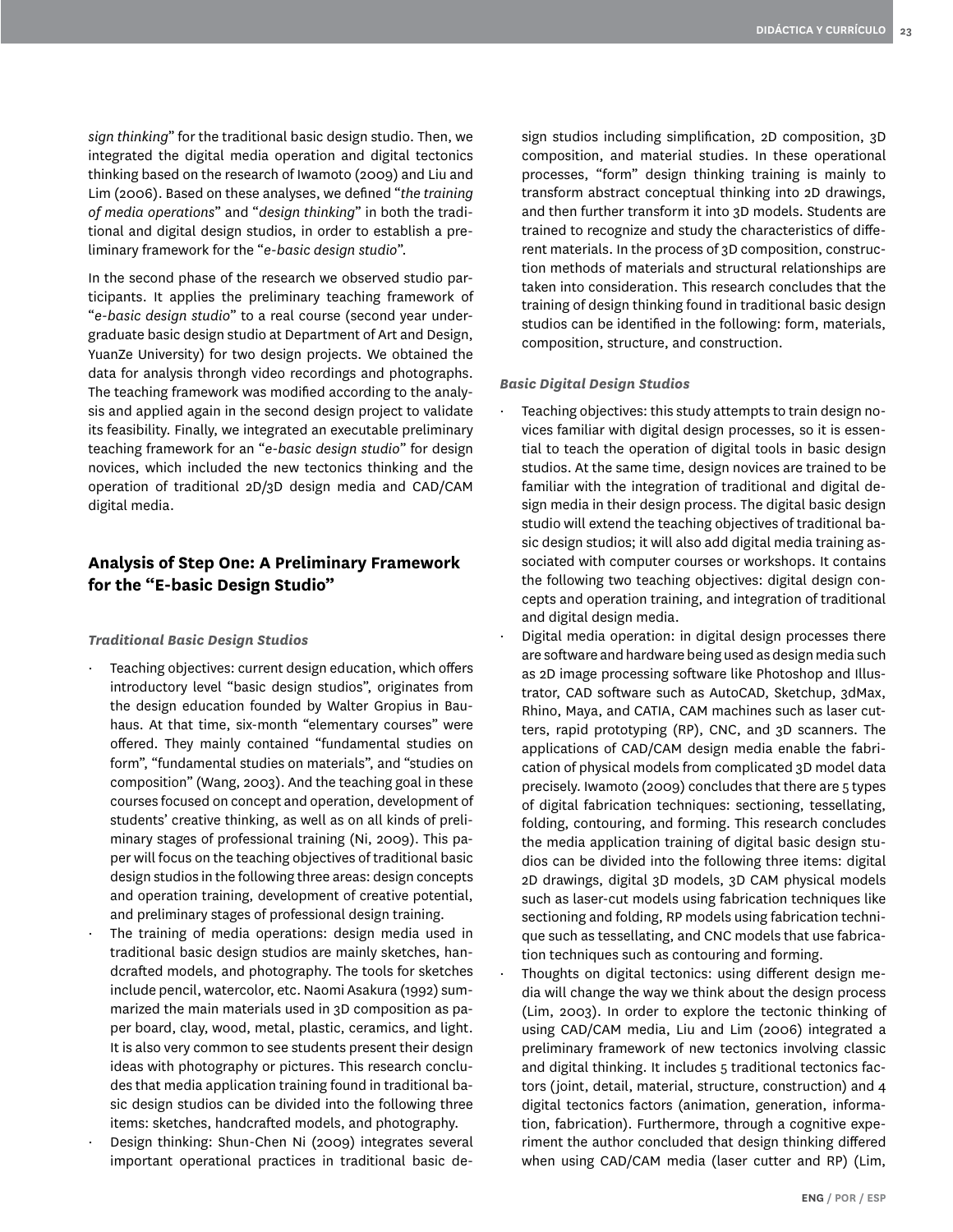*sign thinking*" for the traditional basic design studio. Then, we integrated the digital media operation and digital tectonics thinking based on the research of Iwamoto (2009) and Liu and Lim (2006). Based on these analyses, we defined "*the training of media operations*" and "*design thinking*" in both the traditional and digital design studios, in order to establish a preliminary framework for the "*e-basic design studio*".

In the second phase of the research we observed studio participants. It applies the preliminary teaching framework of "*e-basic design studio*" to a real course (second year undergraduate basic design studio at Department of Art and Design, YuanZe University) for two design projects. We obtained the data for analysis throngh video recordings and photographs. The teaching framework was modified according to the analysis and applied again in the second design project to validate its feasibility. Finally, we integrated an executable preliminary teaching framework for an "*e-basic design studio*" for design novices, which included the new tectonics thinking and the operation of traditional 2D/3D design media and CAD/CAM digital media.

## Analysis of Step One: A Preliminary Framework for the "E-basic Design Studio"

### *Traditional Basic Design Studios*

- Teaching objectives: current design education, which offers introductory level "basic design studios", originates from the design education founded by Walter Gropius in Bauhaus. At that time, six-month "elementary courses" were offered. They mainly contained "fundamental studies on form", "fundamental studies on materials", and "studies on composition" (Wang, 2003). And the teaching goal in these courses focused on concept and operation, development of students' creative thinking, as well as on all kinds of preliminary stages of professional training (Ni, 2009). This paper will focus on the teaching objectives of traditional basic design studios in the following three areas: design concepts and operation training, development of creative potential, and preliminary stages of professional design training.
- The training of media operations: design media used in traditional basic design studios are mainly sketches, handcrafted models, and photography. The tools for sketches include pencil, watercolor, etc. Naomi Asakura (1992) summarized the main materials used in 3D composition as paper board, clay, wood, metal, plastic, ceramics, and light. It is also very common to see students present their design ideas with photography or pictures. This research concludes that media application training found in traditional basic design studios can be divided into the following three items: sketches, handcrafted models, and photography.
- Design thinking: Shun-Chen Ni (2009) integrates several important operational practices in traditional basic design studios including simplification, 2D composition, 3D composition, and material studies. In these operational processes, "form" design thinking training is mainly to transform abstract conceptual thinking into 2D drawings, and then further transform it into 3D models. Students are trained to recognize and study the characteristics of different materials. In the process of 3D composition, construction methods of materials and structural relationships are taken into consideration. This research concludes that the training of design thinking found in traditional basic design studios can be identified in the following: form, materials, composition, structure, and construction.

### *Basic Digital Design Studios*

- Teaching objectives: this study attempts to train design novices familiar with digital design processes, so it is essential to teach the operation of digital tools in basic design studios. At the same time, design novices are trained to be familiar with the integration of traditional and digital design media in their design process. The digital basic design studio will extend the teaching objectives of traditional basic design studios; it will also add digital media training associated with computer courses or workshops. It contains the following two teaching objectives: digital design concepts and operation training, and integration of traditional and digital design media.
- Digital media operation: in digital design processes there are software and hardware being used as design media such as 2D image processing software like Photoshop and Illustrator, CAD software such as AutoCAD, Sketchup, 3dMax, Rhino, Maya, and CATIA, CAM machines such as laser cutters, rapid prototyping (RP), CNC, and 3D scanners. The applications of CAD/CAM design media enable the fabrication of physical models from complicated 3D model data precisely. Iwamoto (2009) concludes that there are 5 types of digital fabrication techniques: sectioning, tessellating, folding, contouring, and forming. This research concludes the media application training of digital basic design studios can be divided into the following three items: digital 2D drawings, digital 3D models, 3D CAM physical models such as laser-cut models using fabrication techniques like sectioning and folding, RP models using fabrication technique such as tessellating, and CNC models that use fabrication techniques such as contouring and forming.
- Thoughts on digital tectonics: using different design media will change the way we think about the design process (Lim, 2003). In order to explore the tectonic thinking of using CAD/CAM media, Liu and Lim (2006) integrated a preliminary framework of new tectonics involving classic and digital thinking. It includes 5 traditional tectonics factors (joint, detail, material, structure, construction) and 4 digital tectonics factors (animation, generation, information, fabrication). Furthermore, through a cognitive experiment the author concluded that design thinking differed when using CAD/CAM media (laser cutter and RP) (Lim,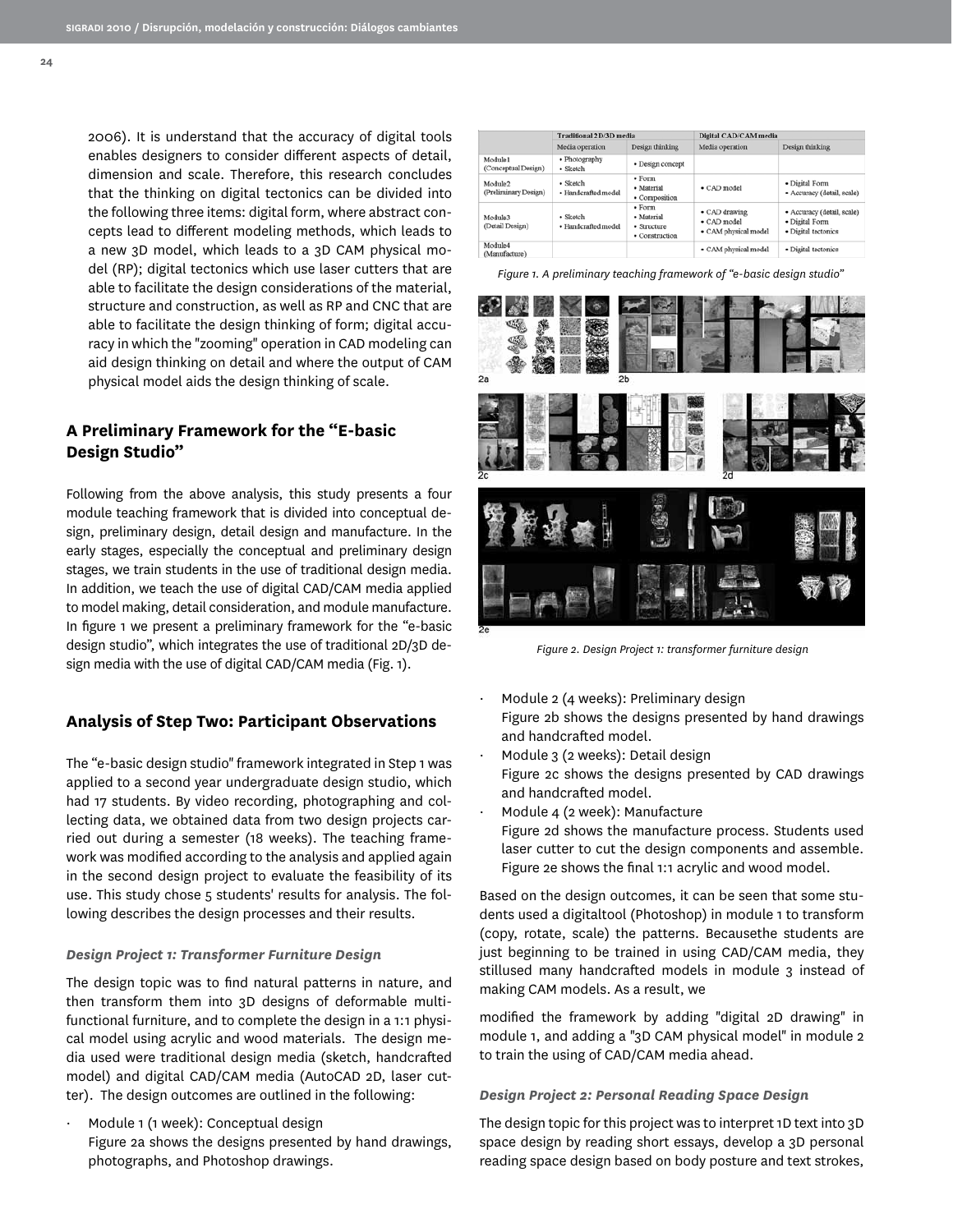2006). It is understand that the accuracy of digital tools enables designers to consider different aspects of detail, dimension and scale. Therefore, this research concludes that the thinking on digital tectonics can be divided into the following three items: digital form, where abstract concepts lead to different modeling methods, which leads to a new 3D model, which leads to a 3D CAM physical model (RP); digital tectonics which use laser cutters that are able to facilitate the design considerations of the material, structure and construction, as well as RP and CNC that are able to facilitate the design thinking of form; digital accuracy in which the "zooming" operation in CAD modeling can aid design thinking on detail and where the output of CAM physical model aids the design thinking of scale.

## A Preliminary Framework for the "E-basic Design Studio"

Following from the above analysis, this study presents a four module teaching framework that is divided into conceptual design, preliminary design, detail design and manufacture. In the early stages, especially the conceptual and preliminary design stages, we train students in the use of traditional design media. In addition, we teach the use of digital CAD/CAM media applied to model making, detail consideration, and module manufacture. In figure 1 we present a preliminary framework for the "e-basic design studio", which integrates the use of traditional 2D/3D design media with the use of digital CAD/CAM media (Fig. 1).

| | Traditional 2D/3D media | | Digital CAD/CAM media | |
|---|---|---|---|---|
| | Media operation | Design thinking | Media operation | Design thinking |
| Module1 (Conceptual Design) | • Photography • Sketch | • Design concept | | |
| Module2 (Preliminary Design) | • Sketch • Handcrafted model | • Form • Material • Composition | • CAD model | • Digital Form • Accuracy (detail, scale) |
| Module3 (Detail Design) | • Sketch • Handcrafted model | • Form • Material • Structure • Construction | • CAD drawing • CAD model • CAM physical model | • Accuracy (detail, scale) • Digital Form • Digital tectonics |
| Module4 (Manufacture) | | | • CAM physical model | • Digital tectonics |

*Figure 1. A preliminary teaching framework of "e-basic design studio"*

*Figure 2. Design Project 1: transformer furniture design*

## Analysis of Step Two: Participant Observations

The "e-basic design studio" framework integrated in Step 1 was applied to a second year undergraduate design studio, which had 17 students. By video recording, photographing and collecting data, we obtained data from two design projects carried out during a semester (18 weeks). The teaching framework was modified according to the analysis and applied again in the second design project to evaluate the feasibility of its use. This study chose 5 students' results for analysis. The following describes the design processes and their results.

### *Design Project 1: Transformer Furniture Design*

The design topic was to find natural patterns in nature, and then transform them into 3D designs of deformable multi-functional furniture, and to complete the design in a 1:1 physical model using acrylic and wood materials. The design media used were traditional design media (sketch, handcrafted model) and digital CAD/CAM media (AutoCAD 2D, laser cutter). The design outcomes are outlined in the following:

- Module 1 (1 week): Conceptual design
  Figure 2a shows the designs presented by hand drawings, photographs, and Photoshop drawings.
- Module 2 (4 weeks): Preliminary design
  Figure 2b shows the designs presented by hand drawings and handcrafted model.
- Module 3 (2 weeks): Detail design
  Figure 2c shows the designs presented by CAD drawings and handcrafted model.
- Module 4 (2 week): Manufacture
  Figure 2d shows the manufacture process. Students used laser cutter to cut the design components and assemble. Figure 2e shows the final 1:1 acrylic and wood model.

Based on the design outcomes, it can be seen that some students used a digitaltool (Photoshop) in module 1 to transform (copy, rotate, scale) the patterns. Becausethe students are just beginning to be trained in using CAD/CAM media, they stillused many handcrafted models in module 3 instead of making CAM models. As a result, we modified the framework by adding "digital 2D drawing" in module 1, and adding a "3D CAM physical model" in module 2 to train the using of CAD/CAM media ahead.

### *Design Project 2: Personal Reading Space Design*

The design topic for this project was to interpret 1D text into 3D space design by reading short essays, develop a 3D personal reading space design based on body posture and text strokes,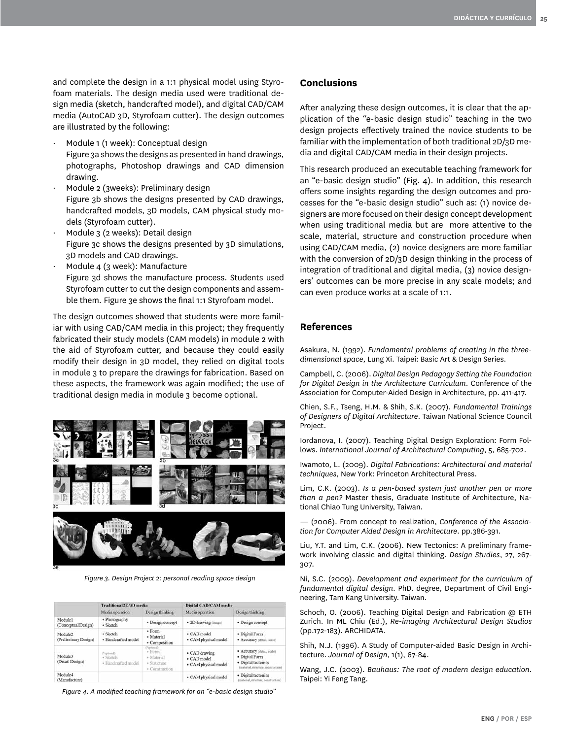and complete the design in a 1:1 physical model using Styrofoam materials. The design media used were traditional design media (sketch, handcrafted model), and digital CAD/CAM media (AutoCAD 3D, Styrofoam cutter). The design outcomes are illustrated by the following:

- Module 1 (1 week): Conceptual design
  Figure 3a shows the designs as presented in hand drawings, photographs, Photoshop drawings and CAD dimension drawing.
- Module 2 (3weeks): Preliminary design
  Figure 3b shows the designs presented by CAD drawings, handcrafted models, 3D models, CAM physical study models (Styrofoam cutter).
- Module 3 (2 weeks): Detail design
  Figure 3c shows the designs presented by 3D simulations, 3D models and CAD drawings.
- Module 4 (3 week): Manufacture
  Figure 3d shows the manufacture process. Students used Styrofoam cutter to cut the design components and assemble them. Figure 3e shows the final 1:1 Styrofoam model.

The design outcomes showed that students were more familiar with using CAD/CAM media in this project; they frequently fabricated their study models (CAM models) in module 2 with the aid of Styrofoam cutter, and because they could easily modify their design in 3D model, they relied on digital tools in module 3 to prepare the drawings for fabrication. Based on these aspects, the framework was again modified; the use of traditional design media in module 3 become optional.

3a

3b

3c

3d

3e

*Figure 3. Design Project 2: personal reading space design*

| | Traditional2D/3D media | | Digital CAD/CAM media | |
|---|---|---|---|---|
| | Media operation | Design thinking | Media operation | Design thinking |
| Module1 (Conceptual Design) | • Photography • Sketch | • Design concept | • 2D drawing (image) | • Design concept |
| Module2 (Preliminary Design) | • Sketch • Handcrafted model | • Form • Material • Composition | • CAD model • CAM physical model | • Digital Form • Accuracy (detail, scale) |
| Module3 (Detail Design) | (\*optional) • Sketch • Handcrafted model | (\*optional) • Form • Material • Structure • Construction | • CAD drawing • CAD model • CAM physical model | • Accuracy (detail, scale) • Digital Form • Digital tectonics (material, structure, construction) |
| Module4 (Manufacture) | | | • CAM physical model | • Digital tectonics (material, structure, construction) |

*Figure 4. A modified teaching framework for an "e-basic design studio"*

## Conclusions

After analyzing these design outcomes, it is clear that the application of the "e-basic design studio" teaching in the two design projects effectively trained the novice students to be familiar with the implementation of both traditional 2D/3D media and digital CAD/CAM media in their design projects.

This research produced an executable teaching framework for an "e-basic design studio" (Fig. 4). In addition, this research offers some insights regarding the design outcomes and processes for the "e-basic design studio" such as: (1) novice designers are more focused on their design concept development when using traditional media but are more attentive to the scale, material, structure and construction procedure when using CAD/CAM media, (2) novice designers are more familiar with the conversion of 2D/3D design thinking in the process of integration of traditional and digital media, (3) novice designers' outcomes can be more precise in any scale models; and can even produce works at a scale of 1:1.

## References

Asakura, N. (1992). *Fundamental problems of creating in the three-dimensional space*, Lung Xi. Taipei: Basic Art & Design Series.

Campbell, C. (2006). *Digital Design Pedagogy Setting the Foundation for Digital Design in the Architecture Curriculum*. Conference of the Association for Computer-Aided Design in Architecture, pp. 411-417.

Chien, S.F., Tseng, H.M. & Shih, S.K. (2007). *Fundamental Trainings of Designers of Digital Architecture*. Taiwan National Science Council Project.

Iordanova, I. (2007). Teaching Digital Design Exploration: Form Follows. *International Journal of Architectural Computing*, 5, 685-702.

Iwamoto, L. (2009). *Digital Fabrications: Architectural and material techniques*, New York: Princeton Architectural Press.

Lim, C.K. (2003). *Is a pen-based system just another pen or more than a pen?* Master thesis, Graduate Institute of Architecture, National Chiao Tung University, Taiwan.

— (2006). From concept to realization, *Conference of the Association for Computer Aided Design in Architecture*. pp.386-391.

Liu, Y.T. and Lim, C.K. (2006). New Tectonics: A preliminary framework involving classic and digital thinking. *Design Studies*, 27, 267-307.

Ni, S.C. (2009). *Development and experiment for the curriculum of fundamental digital design*. PhD. degree, Department of Civil Engineering, Tam Kang University. Taiwan.

Schoch, O. (2006). Teaching Digital Design and Fabrication @ ETH Zurich. In ML Chiu (Ed.), *Re-imaging Architectural Design Studios* (pp.172-183). ARCHIDATA.

Shih, N.J. (1996). A Study of Computer-aided Basic Design in Architecture. *Journal of Design*, 1(1), 67-84.

Wang, J.C. (2003). *Bauhaus: The root of modern design education*. Taipei: Yi Feng Tang.